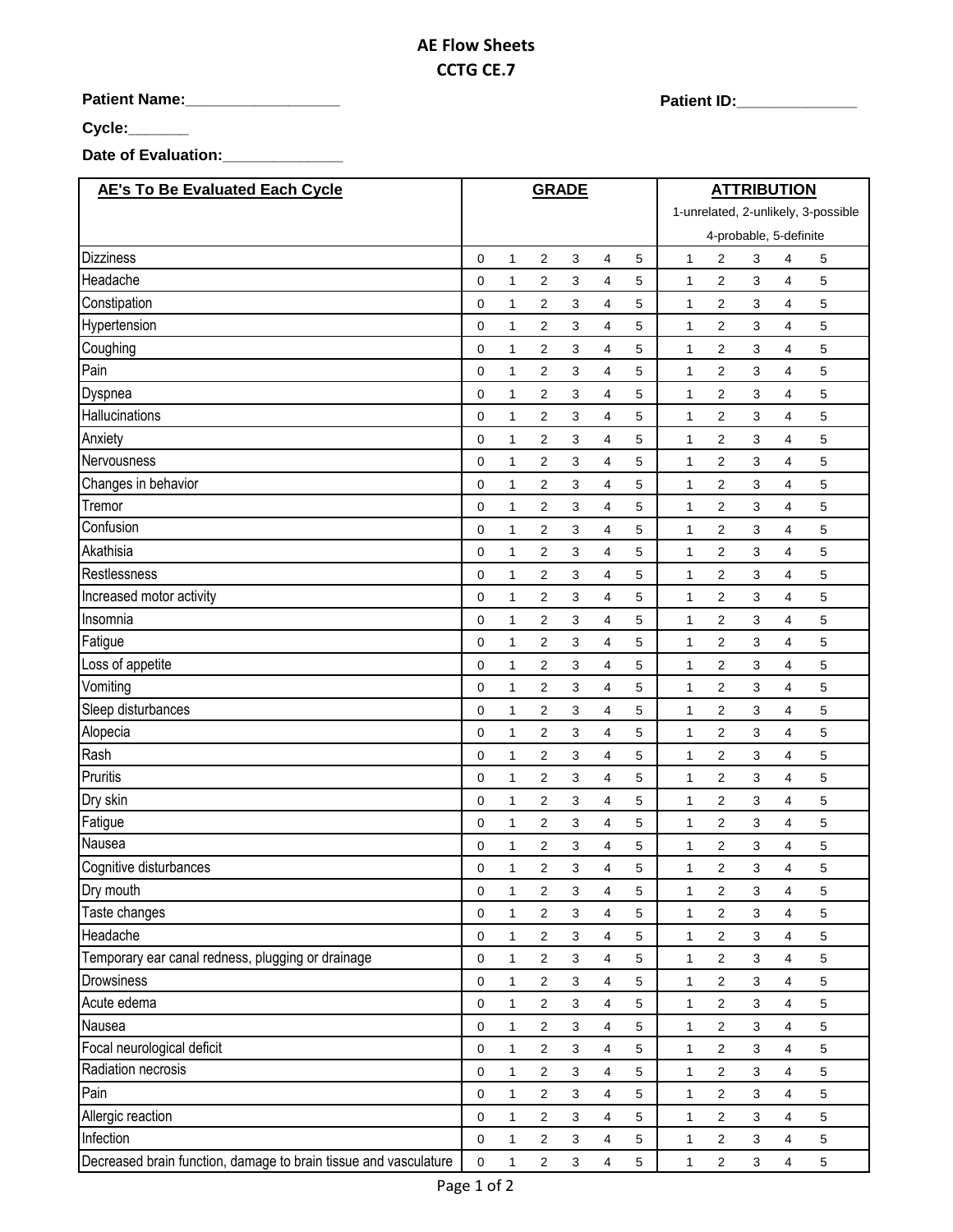# AE Flow Sheets
## CCTG CE.7

**Patient Name:**__________________ **Patient ID:**______________

**Cycle:**_______

**Date of Evaluation:**______________

| AE's To Be Evaluated Each Cycle | GRADE | | | | | | ATTRIBUTION 1-unrelated, 2-unlikely, 3-possible 4-probable, 5-definite | | | | |
|---|---|---|---|---|---|---|---|---|---|---|---|
| Dizziness | 0 | 1 | 2 | 3 | 4 | 5 | 1 | 2 | 3 | 4 | 5 |
| Headache | 0 | 1 | 2 | 3 | 4 | 5 | 1 | 2 | 3 | 4 | 5 |
| Constipation | 0 | 1 | 2 | 3 | 4 | 5 | 1 | 2 | 3 | 4 | 5 |
| Hypertension | 0 | 1 | 2 | 3 | 4 | 5 | 1 | 2 | 3 | 4 | 5 |
| Coughing | 0 | 1 | 2 | 3 | 4 | 5 | 1 | 2 | 3 | 4 | 5 |
| Pain | 0 | 1 | 2 | 3 | 4 | 5 | 1 | 2 | 3 | 4 | 5 |
| Dyspnea | 0 | 1 | 2 | 3 | 4 | 5 | 1 | 2 | 3 | 4 | 5 |
| Hallucinations | 0 | 1 | 2 | 3 | 4 | 5 | 1 | 2 | 3 | 4 | 5 |
| Anxiety | 0 | 1 | 2 | 3 | 4 | 5 | 1 | 2 | 3 | 4 | 5 |
| Nervousness | 0 | 1 | 2 | 3 | 4 | 5 | 1 | 2 | 3 | 4 | 5 |
| Changes in behavior | 0 | 1 | 2 | 3 | 4 | 5 | 1 | 2 | 3 | 4 | 5 |
| Tremor | 0 | 1 | 2 | 3 | 4 | 5 | 1 | 2 | 3 | 4 | 5 |
| Confusion | 0 | 1 | 2 | 3 | 4 | 5 | 1 | 2 | 3 | 4 | 5 |
| Akathisia | 0 | 1 | 2 | 3 | 4 | 5 | 1 | 2 | 3 | 4 | 5 |
| Restlessness | 0 | 1 | 2 | 3 | 4 | 5 | 1 | 2 | 3 | 4 | 5 |
| Increased motor activity | 0 | 1 | 2 | 3 | 4 | 5 | 1 | 2 | 3 | 4 | 5 |
| Insomnia | 0 | 1 | 2 | 3 | 4 | 5 | 1 | 2 | 3 | 4 | 5 |
| Fatigue | 0 | 1 | 2 | 3 | 4 | 5 | 1 | 2 | 3 | 4 | 5 |
| Loss of appetite | 0 | 1 | 2 | 3 | 4 | 5 | 1 | 2 | 3 | 4 | 5 |
| Vomiting | 0 | 1 | 2 | 3 | 4 | 5 | 1 | 2 | 3 | 4 | 5 |
| Sleep disturbances | 0 | 1 | 2 | 3 | 4 | 5 | 1 | 2 | 3 | 4 | 5 |
| Alopecia | 0 | 1 | 2 | 3 | 4 | 5 | 1 | 2 | 3 | 4 | 5 |
| Rash | 0 | 1 | 2 | 3 | 4 | 5 | 1 | 2 | 3 | 4 | 5 |
| Pruritis | 0 | 1 | 2 | 3 | 4 | 5 | 1 | 2 | 3 | 4 | 5 |
| Dry skin | 0 | 1 | 2 | 3 | 4 | 5 | 1 | 2 | 3 | 4 | 5 |
| Fatigue | 0 | 1 | 2 | 3 | 4 | 5 | 1 | 2 | 3 | 4 | 5 |
| Nausea | 0 | 1 | 2 | 3 | 4 | 5 | 1 | 2 | 3 | 4 | 5 |
| Cognitive disturbances | 0 | 1 | 2 | 3 | 4 | 5 | 1 | 2 | 3 | 4 | 5 |
| Dry mouth | 0 | 1 | 2 | 3 | 4 | 5 | 1 | 2 | 3 | 4 | 5 |
| Taste changes | 0 | 1 | 2 | 3 | 4 | 5 | 1 | 2 | 3 | 4 | 5 |
| Headache | 0 | 1 | 2 | 3 | 4 | 5 | 1 | 2 | 3 | 4 | 5 |
| Temporary ear canal redness, plugging or drainage | 0 | 1 | 2 | 3 | 4 | 5 | 1 | 2 | 3 | 4 | 5 |
| Drowsiness | 0 | 1 | 2 | 3 | 4 | 5 | 1 | 2 | 3 | 4 | 5 |
| Acute edema | 0 | 1 | 2 | 3 | 4 | 5 | 1 | 2 | 3 | 4 | 5 |
| Nausea | 0 | 1 | 2 | 3 | 4 | 5 | 1 | 2 | 3 | 4 | 5 |
| Focal neurological deficit | 0 | 1 | 2 | 3 | 4 | 5 | 1 | 2 | 3 | 4 | 5 |
| Radiation necrosis | 0 | 1 | 2 | 3 | 4 | 5 | 1 | 2 | 3 | 4 | 5 |
| Pain | 0 | 1 | 2 | 3 | 4 | 5 | 1 | 2 | 3 | 4 | 5 |
| Allergic reaction | 0 | 1 | 2 | 3 | 4 | 5 | 1 | 2 | 3 | 4 | 5 |
| Infection | 0 | 1 | 2 | 3 | 4 | 5 | 1 | 2 | 3 | 4 | 5 |
| Decreased brain function, damage to brain tissue and vasculature | 0 | 1 | 2 | 3 | 4 | 5 | 1 | 2 | 3 | 4 | 5 |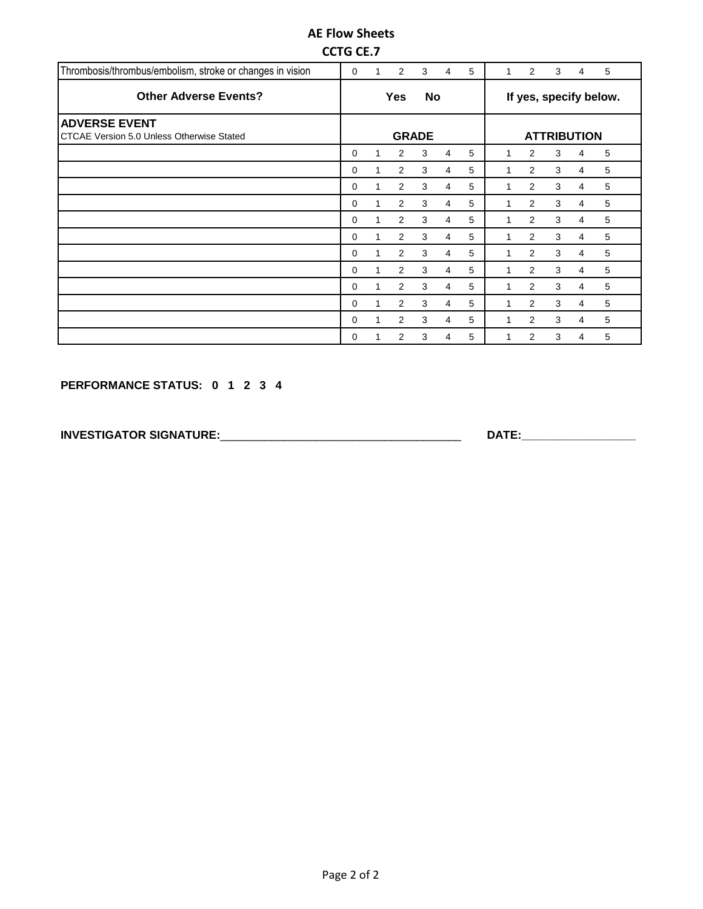**AE Flow Sheets**

**CCTG CE.7**

| | | | | | | | | | | | |
|---|---|---|---|---|---|---|---|---|---|---|---|
| Thrombosis/thrombus/embolism, stroke or changes in vision | 0 | 1 | 2 | 3 | 4 | 5 | 1 | 2 | 3 | 4 | 5 |
| **Other Adverse Events?** | | **Yes** | | **No** | | | **If yes, specify below.** | | | | |
| **ADVERSE EVENT**<br>CTCAE Version 5.0 Unless Otherwise Stated | **GRADE** | | | | | | **ATTRIBUTION** | | | | |
| | 0 | 1 | 2 | 3 | 4 | 5 | 1 | 2 | 3 | 4 | 5 |
| | 0 | 1 | 2 | 3 | 4 | 5 | 1 | 2 | 3 | 4 | 5 |
| | 0 | 1 | 2 | 3 | 4 | 5 | 1 | 2 | 3 | 4 | 5 |
| | 0 | 1 | 2 | 3 | 4 | 5 | 1 | 2 | 3 | 4 | 5 |
| | 0 | 1 | 2 | 3 | 4 | 5 | 1 | 2 | 3 | 4 | 5 |
| | 0 | 1 | 2 | 3 | 4 | 5 | 1 | 2 | 3 | 4 | 5 |
| | 0 | 1 | 2 | 3 | 4 | 5 | 1 | 2 | 3 | 4 | 5 |
| | 0 | 1 | 2 | 3 | 4 | 5 | 1 | 2 | 3 | 4 | 5 |
| | 0 | 1 | 2 | 3 | 4 | 5 | 1 | 2 | 3 | 4 | 5 |
| | 0 | 1 | 2 | 3 | 4 | 5 | 1 | 2 | 3 | 4 | 5 |
| | 0 | 1 | 2 | 3 | 4 | 5 | 1 | 2 | 3 | 4 | 5 |
| | 0 | 1 | 2 | 3 | 4 | 5 | 1 | 2 | 3 | 4 | 5 |

**PERFORMANCE STATUS: 0 1 2 3 4**

**INVESTIGATOR SIGNATURE:**_______________________________________ **DATE:**__________________